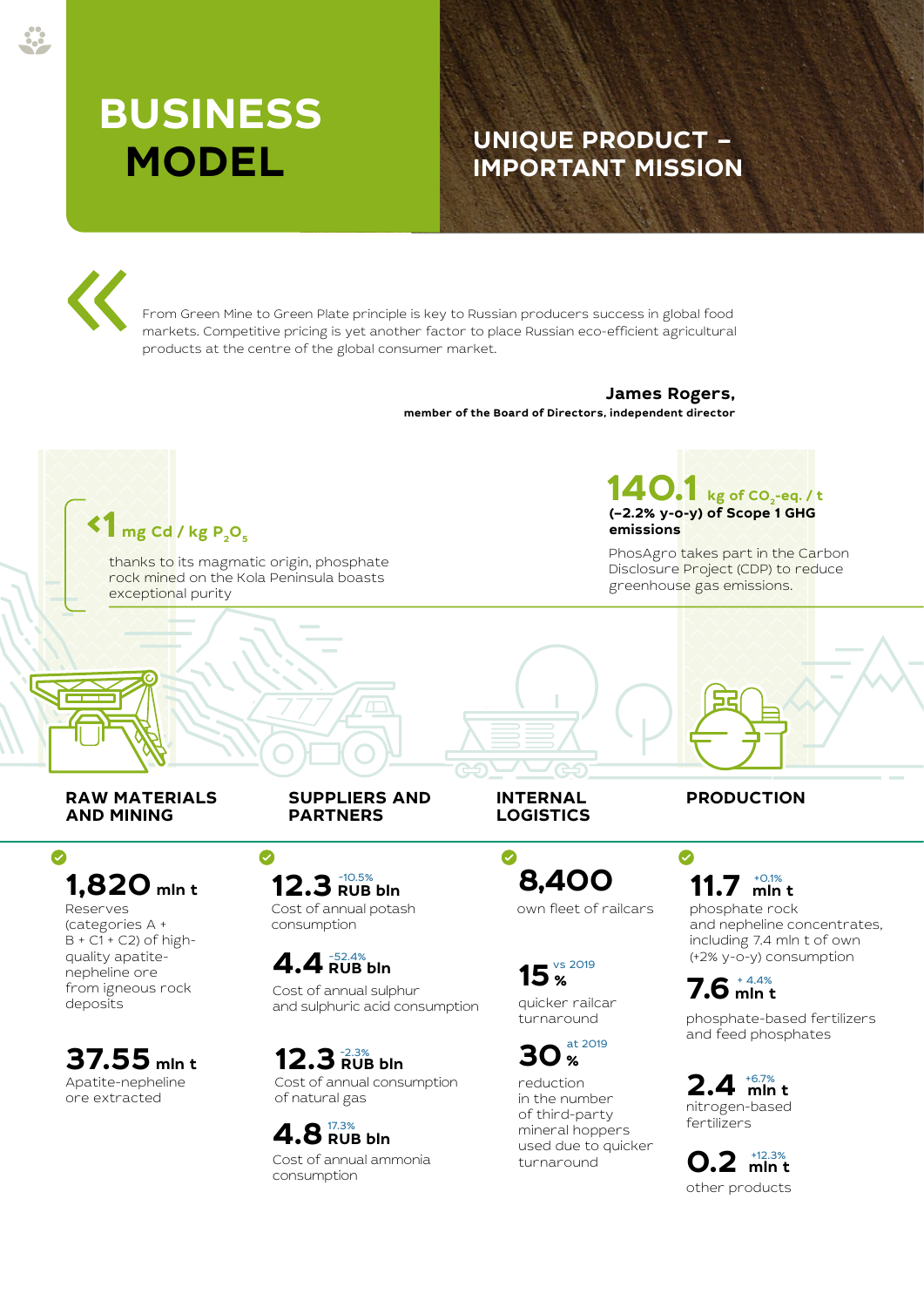# BUSINESS MODEL

## UNIQUE PRODUCT – IMPORTANT MISSION

> From Green Mine to Green Plate principle is key to Russian producers success in global food markets. Competitive pricing is yet another factor to place Russian eco-efficient agricultural products at the centre of the global consumer market.

**James Rogers,**
**member of the Board of Directors, independent director**

**<1 mg Cd / kg $P_2O_5$**

thanks to its magmatic origin, phosphate rock mined on the Kola Peninsula boasts exceptional purity

**140.1 kg of $CO_2$-eq. / t**
**(–2.2% y-o-y) of Scope 1 GHG emissions**

PhosAgro takes part in the Carbon Disclosure Project (CDP) to reduce greenhouse gas emissions.

### RAW MATERIALS AND MINING

**1,820 mln t**
Reserves (categories A + B + C1 + C2) of high-quality apatite-nepheline ore from igneous rock deposits

**37.55 mln t**
Apatite-nepheline ore extracted

### SUPPLIERS AND PARTNERS

**12.3 RUB bln** (-10.5%)
Cost of annual potash consumption

**4.4 RUB bln** (-52.4%)
Cost of annual sulphur and sulphuric acid consumption

**12.3 RUB bln** (-2.3%)
Cost of annual consumption of natural gas

**4.8 RUB bln** (17.3%)
Cost of annual ammonia consumption

### INTERNAL LOGISTICS

**8,400**
own fleet of railcars

**15 %** (vs 2019)
quicker railcar turnaround

**30 %** (at 2019)
reduction in the number of third-party mineral hoppers used due to quicker turnaround

### PRODUCTION

**11.7 mln t** (+0.1%)
phosphate rock and nepheline concentrates, including 7.4 mln t of own (+2% y-o-y) consumption

**7.6 mln t** (+ 4.4%)
phosphate-based fertilizers and feed phosphates

**2.4 mln t** (+6.7%)
nitrogen-based fertilizers

**0.2 mln t** (+12.3%)
other products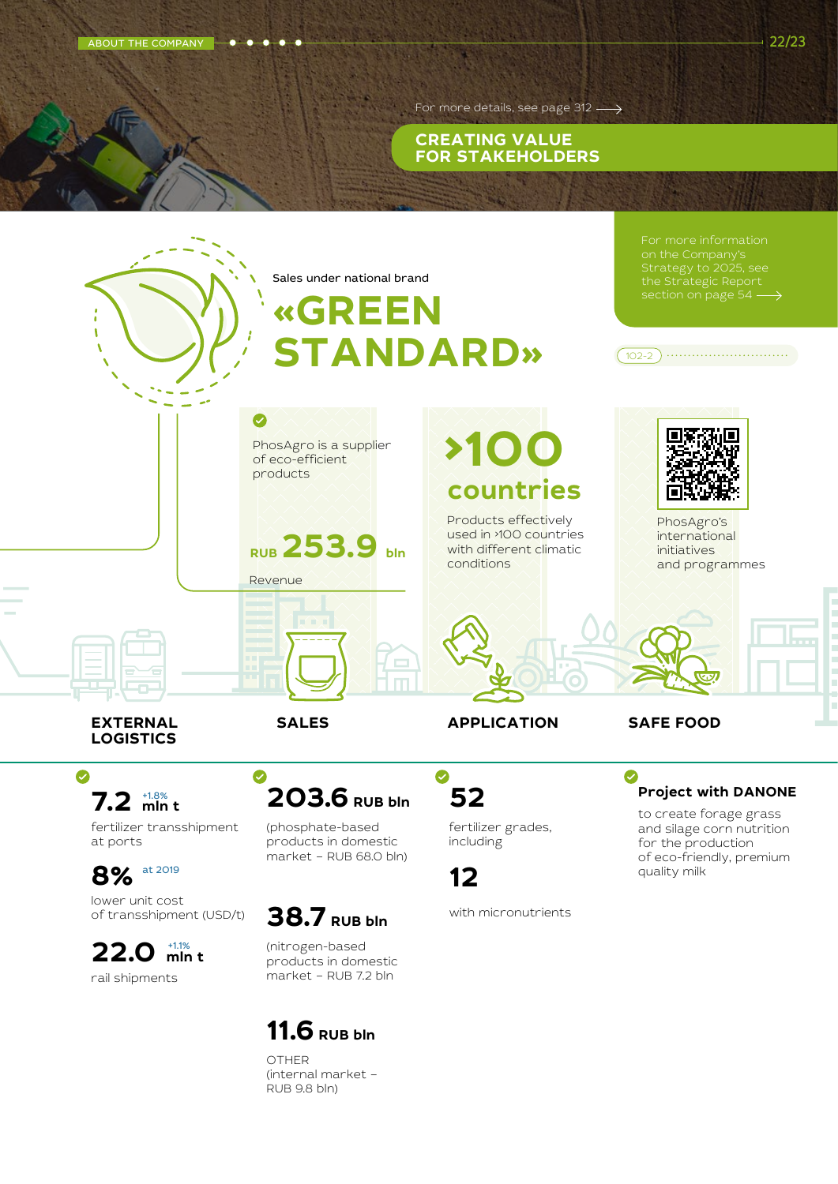ABOUT THE COMPANY

For more details, see page 312

## CREATING VALUE FOR STAKEHOLDERS

For more information on the Company's Strategy to 2025, see the Strategic Report section on page 54

102-2

Sales under national brand

# «GREEN STANDARD»

PhosAgro is a supplier of eco-efficient products

RUB **253.9** bln

Revenue

**›100 countries**

Products effectively used in ›100 countries with different climatic conditions

PhosAgro's international initiatives and programmes

### EXTERNAL LOGISTICS

**7.2** mln t (+1.8%)

fertilizer transshipment at ports

**8%** at 2019

lower unit cost of transshipment (USD/t)

**22.0** mln t (+1.1%)

rail shipments

### SALES

**203.6** RUB bln

(phosphate-based products in domestic market – RUB 68.0 bln)

**38.7** RUB bln

(nitrogen-based products in domestic market – RUB 7.2 bln

**11.6** RUB bln

OTHER
(internal market – RUB 9.8 bln)

### APPLICATION

**52**

fertilizer grades, including

**12**

with micronutrients

### SAFE FOOD

**Project with DANONE**

to create forage grass and silage corn nutrition for the production of eco-friendly, premium quality milk